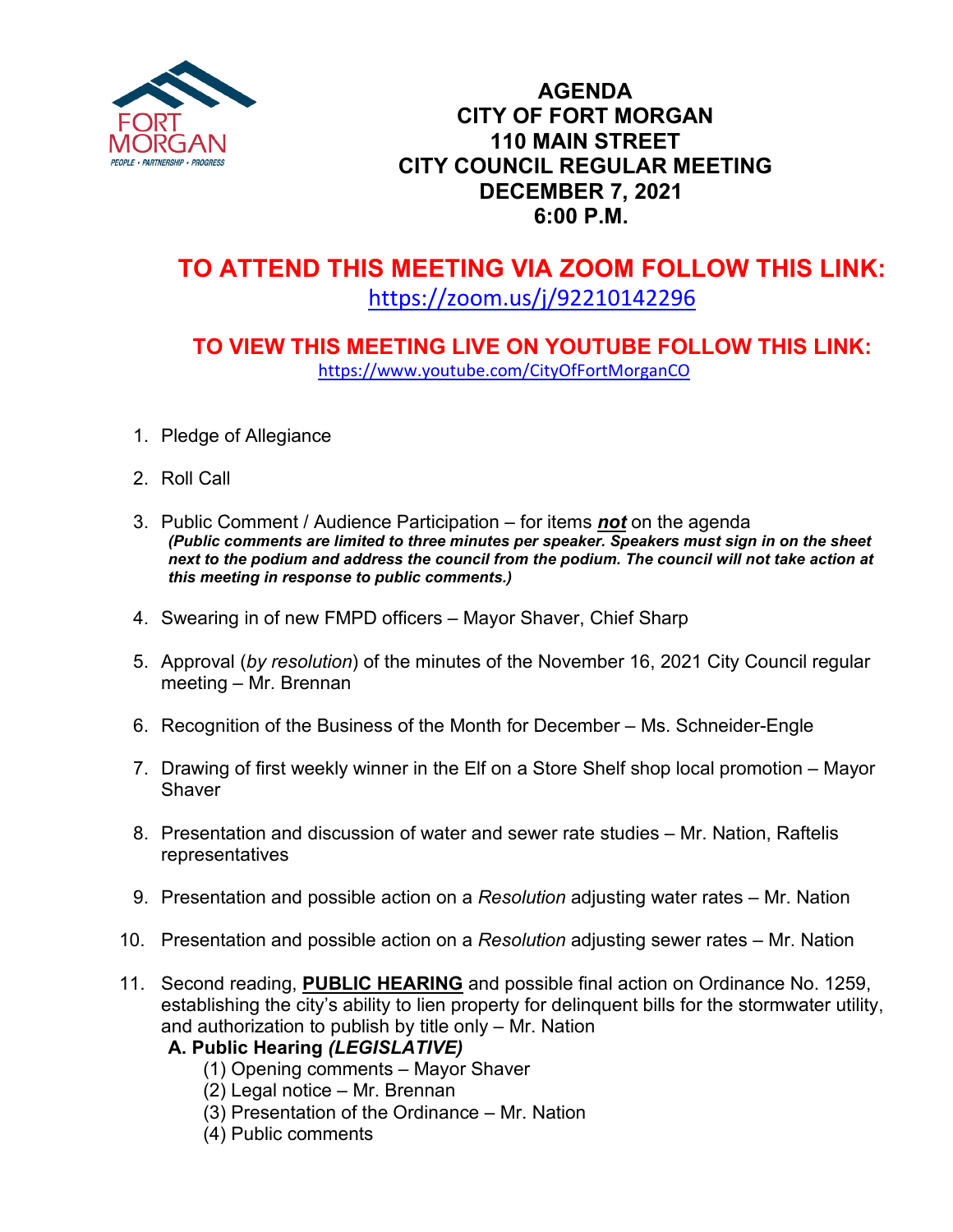# AGENDA
# CITY OF FORT MORGAN
# 110 MAIN STREET
# CITY COUNCIL REGULAR MEETING
# DECEMBER 7, 2021
# 6:00 P.M.

## TO ATTEND THIS MEETING VIA ZOOM FOLLOW THIS LINK:

https://zoom.us/j/92210142296

### TO VIEW THIS MEETING LIVE ON YOUTUBE FOLLOW THIS LINK:

https://www.youtube.com/CityOfFortMorganCO

1. Pledge of Allegiance

2. Roll Call

3. Public Comment / Audience Participation – for items ***not*** on the agenda
   ***(Public comments are limited to three minutes per speaker. Speakers must sign in on the sheet next to the podium and address the council from the podium. The council will not take action at this meeting in response to public comments.)***

4. Swearing in of new FMPD officers – Mayor Shaver, Chief Sharp

5. Approval (*by resolution*) of the minutes of the November 16, 2021 City Council regular meeting – Mr. Brennan

6. Recognition of the Business of the Month for December – Ms. Schneider-Engle

7. Drawing of first weekly winner in the Elf on a Store Shelf shop local promotion – Mayor Shaver

8. Presentation and discussion of water and sewer rate studies – Mr. Nation, Raftelis representatives

9. Presentation and possible action on a *Resolution* adjusting water rates – Mr. Nation

10. Presentation and possible action on a *Resolution* adjusting sewer rates – Mr. Nation

11. Second reading, **PUBLIC HEARING** and possible final action on Ordinance No. 1259, establishing the city's ability to lien property for delinquent bills for the stormwater utility, and authorization to publish by title only – Mr. Nation
    **A. Public Hearing *(LEGISLATIVE)***
    (1) Opening comments – Mayor Shaver
    (2) Legal notice – Mr. Brennan
    (3) Presentation of the Ordinance – Mr. Nation
    (4) Public comments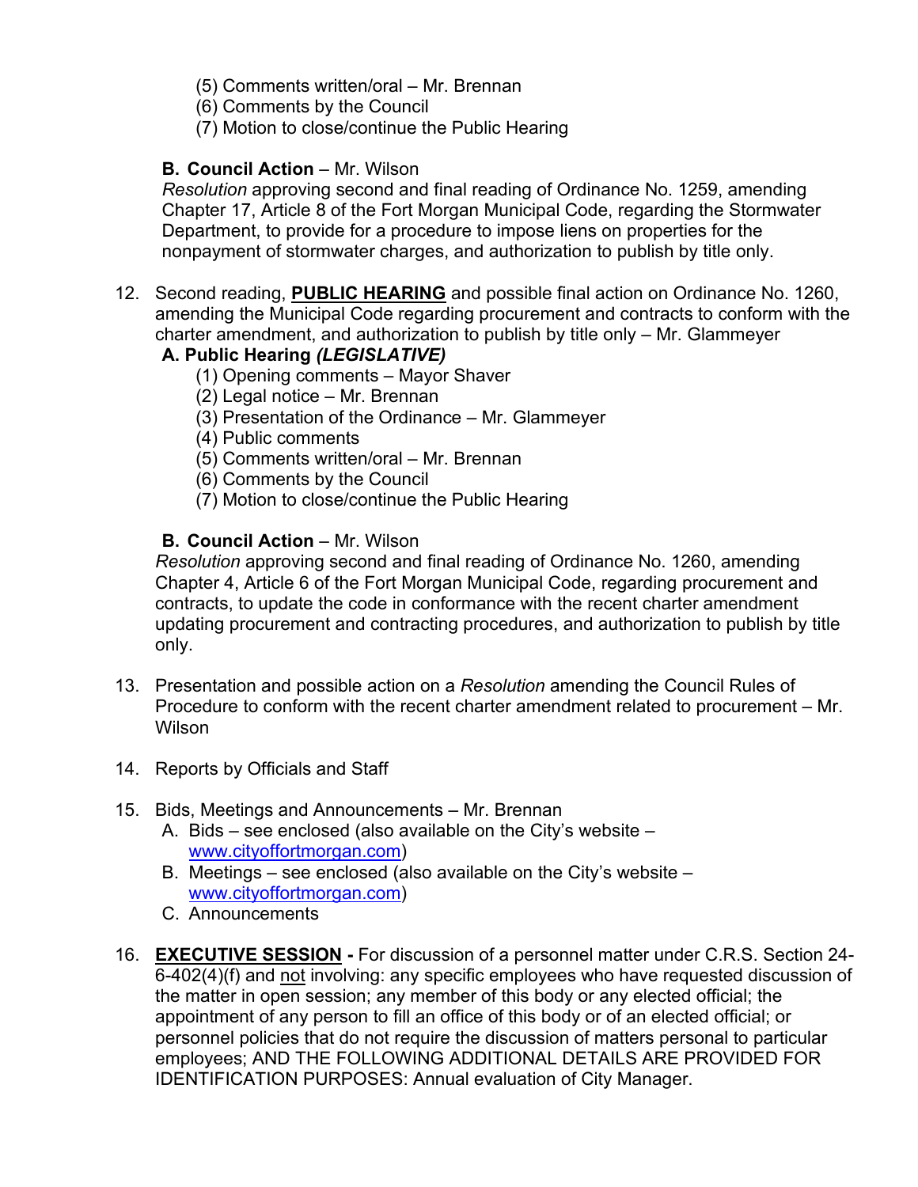(5) Comments written/oral – Mr. Brennan
   (6) Comments by the Council
   (7) Motion to close/continue the Public Hearing

**B. Council Action** – Mr. Wilson
*Resolution* approving second and final reading of Ordinance No. 1259, amending Chapter 17, Article 8 of the Fort Morgan Municipal Code, regarding the Stormwater Department, to provide for a procedure to impose liens on properties for the nonpayment of stormwater charges, and authorization to publish by title only.

12. Second reading, <u>**PUBLIC HEARING**</u> and possible final action on Ordinance No. 1260, amending the Municipal Code regarding procurement and contracts to conform with the charter amendment, and authorization to publish by title only – Mr. Glammeyer

    **A. Public Hearing *(LEGISLATIVE)***
    (1) Opening comments – Mayor Shaver
    (2) Legal notice – Mr. Brennan
    (3) Presentation of the Ordinance – Mr. Glammeyer
    (4) Public comments
    (5) Comments written/oral – Mr. Brennan
    (6) Comments by the Council
    (7) Motion to close/continue the Public Hearing

    **B. Council Action** – Mr. Wilson
    *Resolution* approving second and final reading of Ordinance No. 1260, amending Chapter 4, Article 6 of the Fort Morgan Municipal Code, regarding procurement and contracts, to update the code in conformance with the recent charter amendment updating procurement and contracting procedures, and authorization to publish by title only.

13. Presentation and possible action on a *Resolution* amending the Council Rules of Procedure to conform with the recent charter amendment related to procurement – Mr. Wilson

14. Reports by Officials and Staff

15. Bids, Meetings and Announcements – Mr. Brennan
    A. Bids – see enclosed (also available on the City's website – www.cityoffortmorgan.com)
    B. Meetings – see enclosed (also available on the City's website – www.cityoffortmorgan.com)
    C. Announcements

16. <u>**EXECUTIVE SESSION**</u> **-** For discussion of a personnel matter under C.R.S. Section 24-6-402(4)(f) and <u>not</u> involving: any specific employees who have requested discussion of the matter in open session; any member of this body or any elected official; the appointment of any person to fill an office of this body or of an elected official; or personnel policies that do not require the discussion of matters personal to particular employees; AND THE FOLLOWING ADDITIONAL DETAILS ARE PROVIDED FOR IDENTIFICATION PURPOSES: Annual evaluation of City Manager.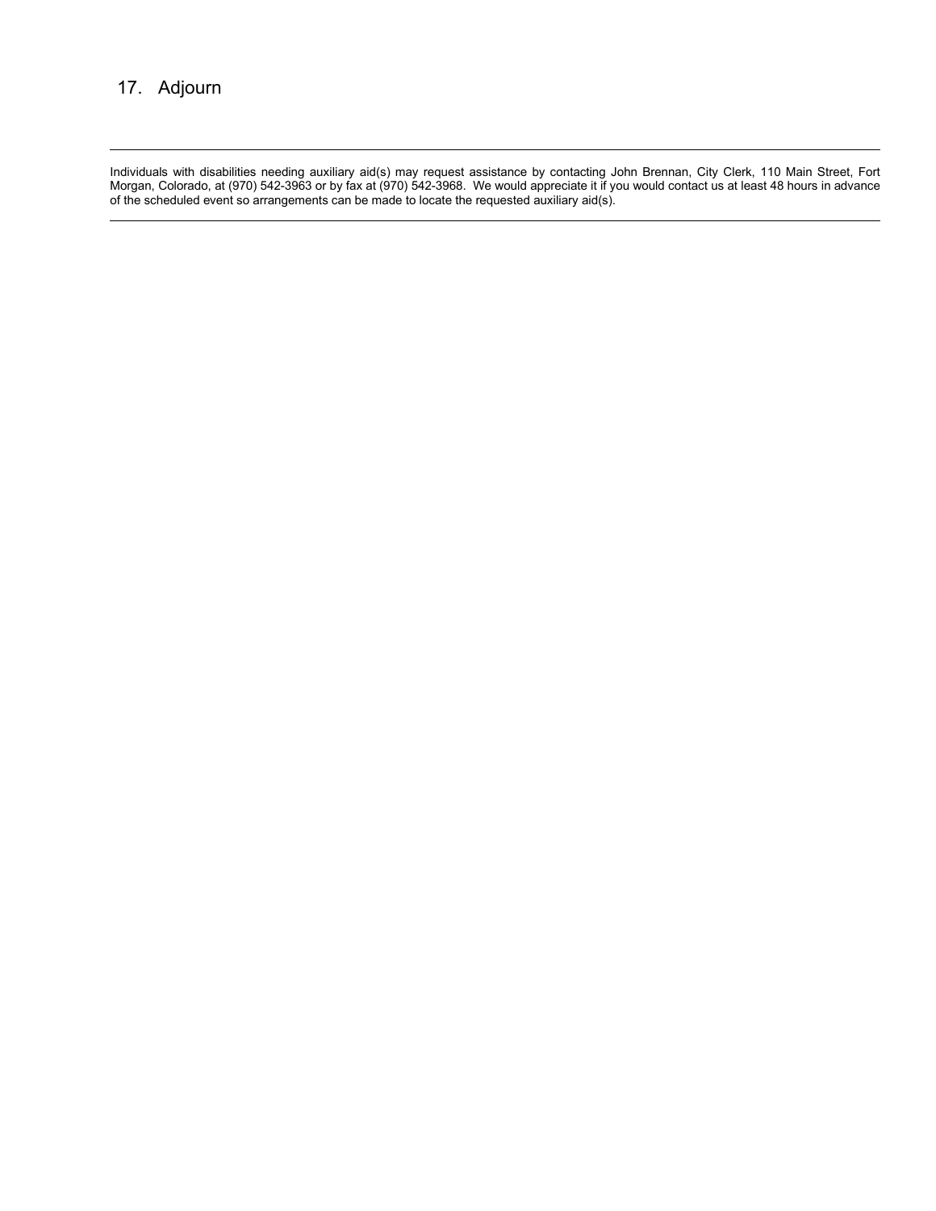17. Adjourn

---

Individuals with disabilities needing auxiliary aid(s) may request assistance by contacting John Brennan, City Clerk, 110 Main Street, Fort Morgan, Colorado, at (970) 542-3963 or by fax at (970) 542-3968. We would appreciate it if you would contact us at least 48 hours in advance of the scheduled event so arrangements can be made to locate the requested auxiliary aid(s).

---